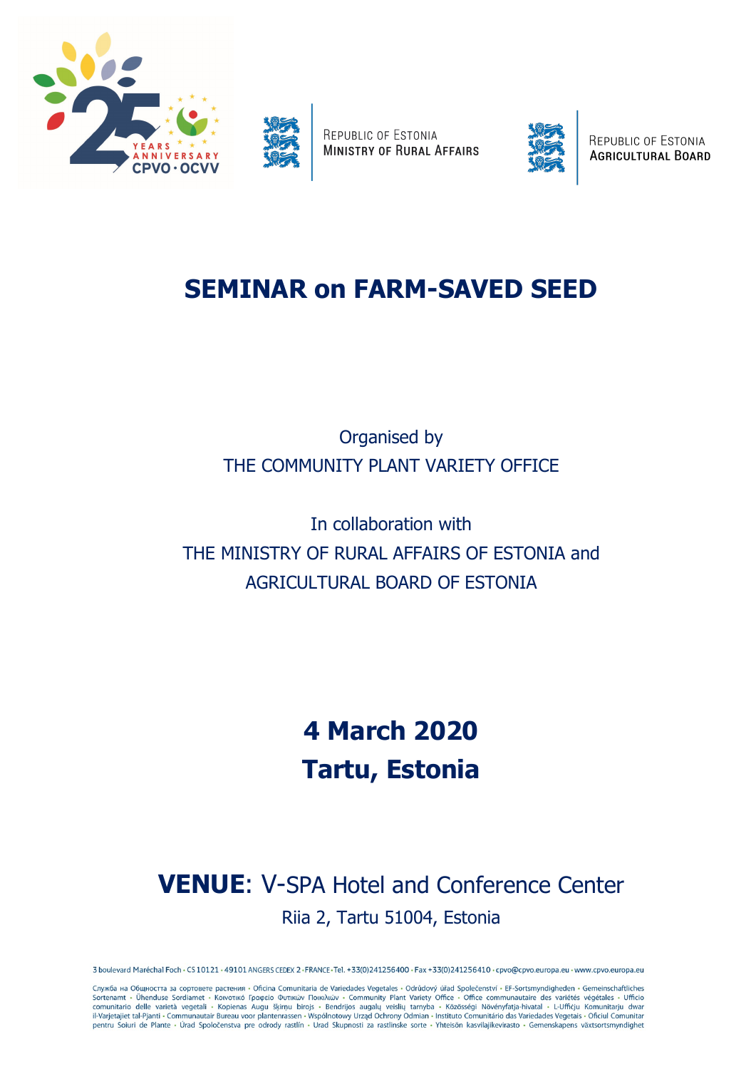REPUBLIC OF ESTONIA
MINISTRY OF RURAL AFFAIRS

REPUBLIC OF ESTONIA
AGRICULTURAL BOARD

# SEMINAR on FARM-SAVED SEED

Organised by
THE COMMUNITY PLANT VARIETY OFFICE

In collaboration with
THE MINISTRY OF RURAL AFFAIRS OF ESTONIA and
AGRICULTURAL BOARD OF ESTONIA

## 4 March 2020
## Tartu, Estonia

**VENUE**: V-SPA Hotel and Conference Center
Riia 2, Tartu 51004, Estonia

3 boulevard Maréchal Foch • CS 10121 • 49101 ANGERS CEDEX 2 • FRANCE • Tel. +33(0)241256400 • Fax +33(0)241256410 • cpvo@cpvo.europa.eu • www.cpvo.europa.eu

Служба на Общността за сортовете растения • Oficina Comunitaria de Variedades Vegetales • Odrůdový úřad Společenství • EF-Sortsmyndigheden • Gemeinschaftliches Sortenamt • Ühenduse Sordiamet • Κοινοτικό Γραφείο Φυτικών Ποικιλιών • Community Plant Variety Office • Office communautaire des variétés végétales • Ufficio comunitario delle varietà vegetali • Kopienas Augu šķirņu birojs • Bendrijos augalų veislių tarnyba • Közösségi Növényfajta-hivatal • L-Uffiċċju Komunitarju dwar il-Varjetajiet tal-Pjanti • Communautair Bureau voor plantenrassen • Wspólnotowy Urząd Ochrony Odmian • Instituto Comunitário das Variedades Vegetais • Oficiul Comunitar pentru Soiuri de Plante • Úrad Spoločenstva pre odrody rastlín • Urad Skupnosti za rastlinske sorte • Yhteisön kasvilajikevirasto • Gemenskapens växtsortsmyndighet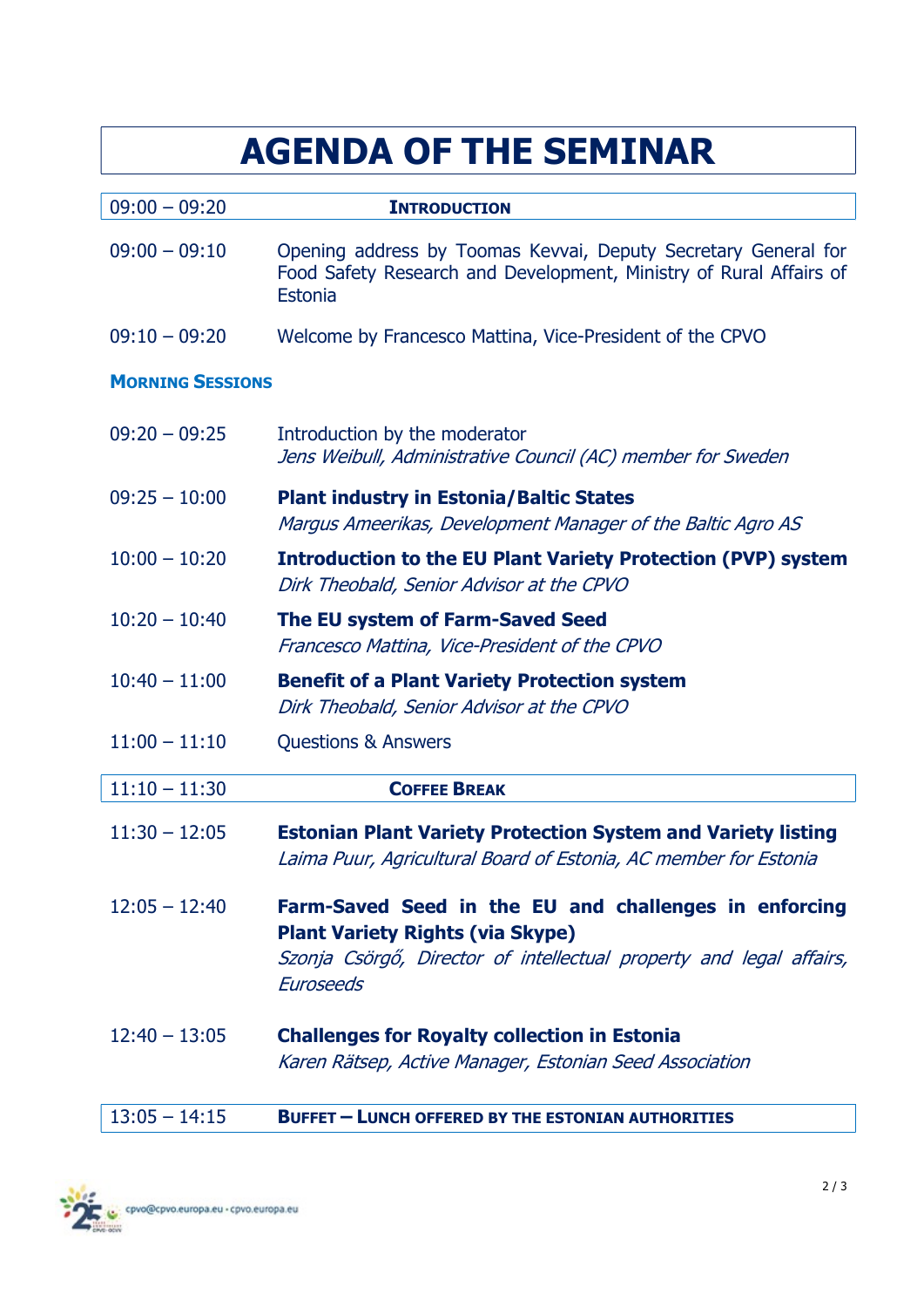# AGENDA OF THE SEMINAR

| | |
|---|---|
| 09:00 – 09:20 | **INTRODUCTION** |
| 09:00 – 09:10 | Opening address by Toomas Kevvai, Deputy Secretary General for Food Safety Research and Development, Ministry of Rural Affairs of Estonia |
| 09:10 – 09:20 | Welcome by Francesco Mattina, Vice-President of the CPVO |

**MORNING SESSIONS**

| | |
|---|---|
| 09:20 – 09:25 | Introduction by the moderator<br>*Jens Weibull, Administrative Council (AC) member for Sweden* |
| 09:25 – 10:00 | **Plant industry in Estonia/Baltic States**<br>*Margus Ameerikas, Development Manager of the Baltic Agro AS* |
| 10:00 – 10:20 | **Introduction to the EU Plant Variety Protection (PVP) system**<br>*Dirk Theobald, Senior Advisor at the CPVO* |
| 10:20 – 10:40 | **The EU system of Farm-Saved Seed**<br>*Francesco Mattina, Vice-President of the CPVO* |
| 10:40 – 11:00 | **Benefit of a Plant Variety Protection system**<br>*Dirk Theobald, Senior Advisor at the CPVO* |
| 11:00 – 11:10 | Questions & Answers |
| 11:10 – 11:30 | **COFFEE BREAK** |
| 11:30 – 12:05 | **Estonian Plant Variety Protection System and Variety listing**<br>*Laima Puur, Agricultural Board of Estonia, AC member for Estonia* |
| 12:05 – 12:40 | **Farm-Saved Seed in the EU and challenges in enforcing Plant Variety Rights (via Skype)**<br>*Szonja Csörgő, Director of intellectual property and legal affairs, Euroseeds* |
| 12:40 – 13:05 | **Challenges for Royalty collection in Estonia**<br>*Karen Rätsep, Active Manager, Estonian Seed Association* |
| 13:05 – 14:15 | **BUFFET – LUNCH OFFERED BY THE ESTONIAN AUTHORITIES** |

cpvo@cpvo.europa.eu • cpvo.europa.eu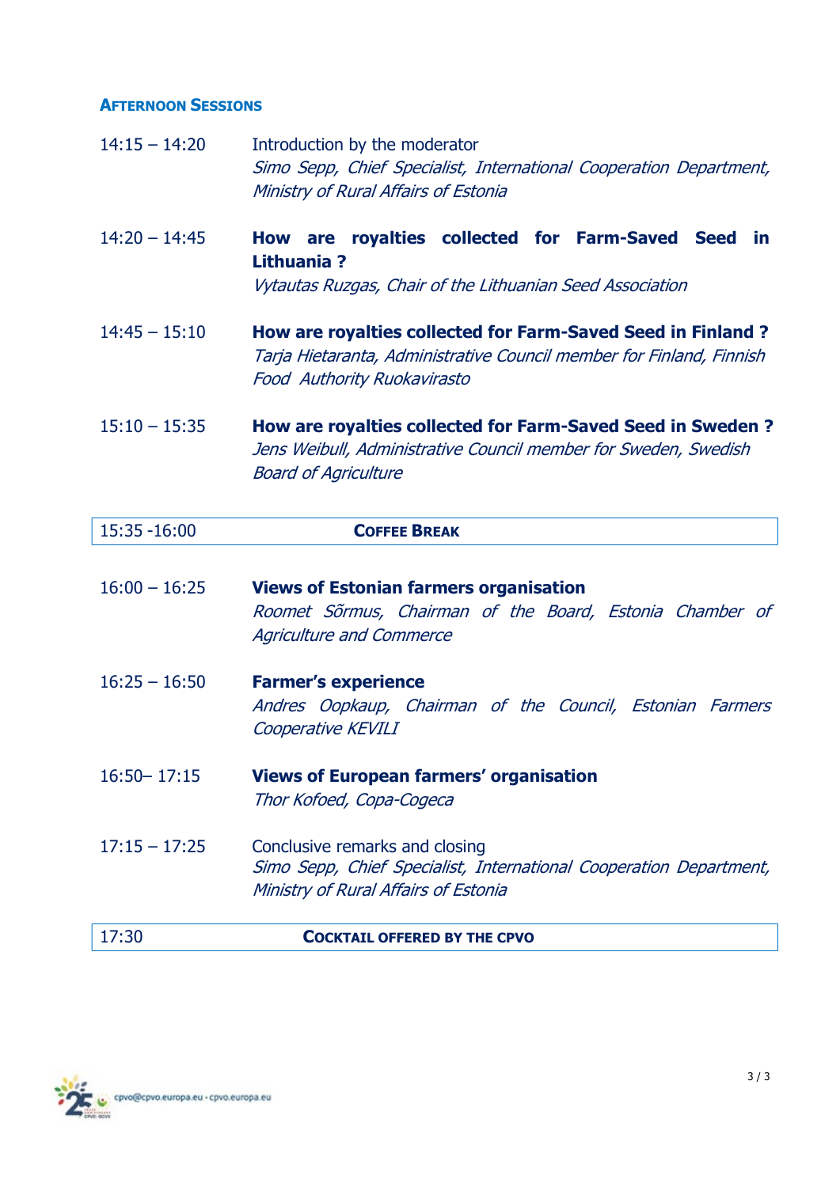## Afternoon Sessions

14:15 – 14:20 Introduction by the moderator
*Simo Sepp, Chief Specialist, International Cooperation Department, Ministry of Rural Affairs of Estonia*

14:20 – 14:45 **How are royalties collected for Farm-Saved Seed in Lithuania ?**
*Vytautas Ruzgas, Chair of the Lithuanian Seed Association*

14:45 – 15:10 **How are royalties collected for Farm-Saved Seed in Finland ?**
*Tarja Hietaranta, Administrative Council member for Finland, Finnish Food Authority Ruokavirasto*

15:10 – 15:35 **How are royalties collected for Farm-Saved Seed in Sweden ?**
*Jens Weibull, Administrative Council member for Sweden, Swedish Board of Agriculture*

| | |
|---|---|
| 15:35 -16:00 | **Coffee Break** |

16:00 – 16:25 **Views of Estonian farmers organisation**
*Roomet Sõrmus, Chairman of the Board, Estonia Chamber of Agriculture and Commerce*

16:25 – 16:50 **Farmer's experience**
*Andres Oopkaup, Chairman of the Council, Estonian Farmers Cooperative KEVILI*

16:50– 17:15 **Views of European farmers' organisation**
*Thor Kofoed, Copa-Cogeca*

17:15 – 17:25 Conclusive remarks and closing
*Simo Sepp, Chief Specialist, International Cooperation Department, Ministry of Rural Affairs of Estonia*

| | |
|---|---|
| 17:30 | **Cocktail offered by the CPVO** |

cpvo@cpvo.europa.eu • cpvo.europa.eu